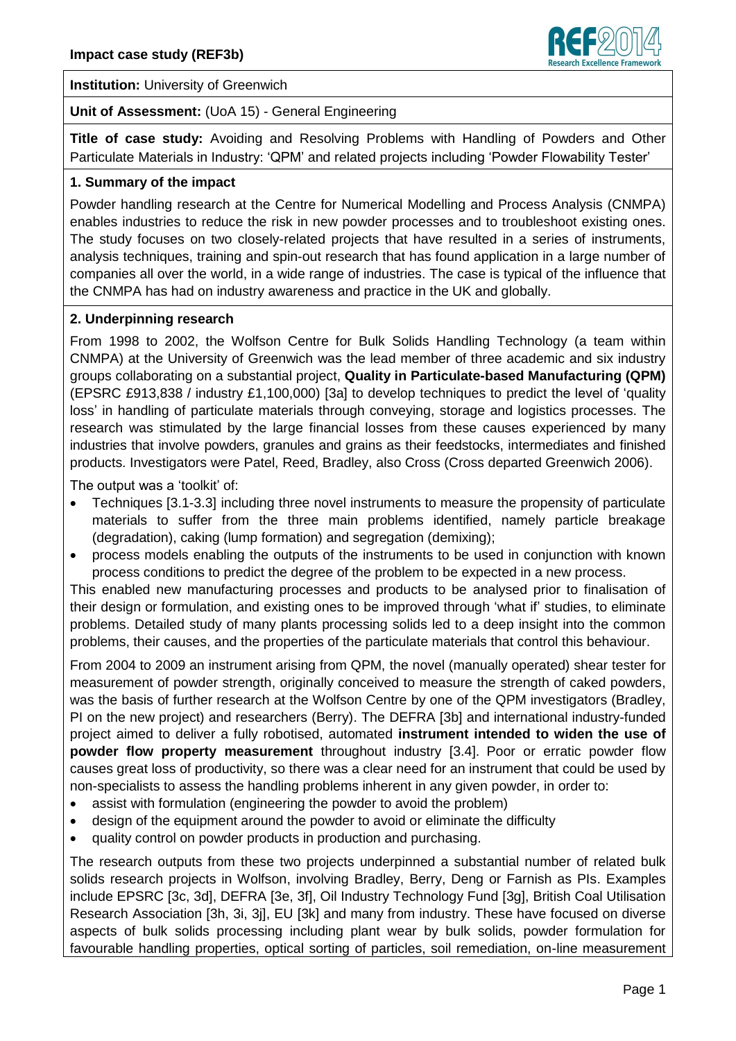**Institution:** University of Greenwich

**Unit of Assessment:** (UoA 15) - General Engineering

**Title of case study:** Avoiding and Resolving Problems with Handling of Powders and Other Particulate Materials in Industry: 'QPM' and related projects including 'Powder Flowability Tester'

## 1. Summary of the impact

Powder handling research at the Centre for Numerical Modelling and Process Analysis (CNMPA) enables industries to reduce the risk in new powder processes and to troubleshoot existing ones. The study focuses on two closely-related projects that have resulted in a series of instruments, analysis techniques, training and spin-out research that has found application in a large number of companies all over the world, in a wide range of industries. The case is typical of the influence that the CNMPA has had on industry awareness and practice in the UK and globally.

## 2. Underpinning research

From 1998 to 2002, the Wolfson Centre for Bulk Solids Handling Technology (a team within CNMPA) at the University of Greenwich was the lead member of three academic and six industry groups collaborating on a substantial project, **Quality in Particulate-based Manufacturing (QPM)** (EPSRC £913,838 / industry £1,100,000) [3a] to develop techniques to predict the level of 'quality loss' in handling of particulate materials through conveying, storage and logistics processes. The research was stimulated by the large financial losses from these causes experienced by many industries that involve powders, granules and grains as their feedstocks, intermediates and finished products. Investigators were Patel, Reed, Bradley, also Cross (Cross departed Greenwich 2006).

The output was a 'toolkit' of:

- Techniques [3.1-3.3] including three novel instruments to measure the propensity of particulate materials to suffer from the three main problems identified, namely particle breakage (degradation), caking (lump formation) and segregation (demixing);
- process models enabling the outputs of the instruments to be used in conjunction with known process conditions to predict the degree of the problem to be expected in a new process.

This enabled new manufacturing processes and products to be analysed prior to finalisation of their design or formulation, and existing ones to be improved through 'what if' studies, to eliminate problems. Detailed study of many plants processing solids led to a deep insight into the common problems, their causes, and the properties of the particulate materials that control this behaviour.

From 2004 to 2009 an instrument arising from QPM, the novel (manually operated) shear tester for measurement of powder strength, originally conceived to measure the strength of caked powders, was the basis of further research at the Wolfson Centre by one of the QPM investigators (Bradley, PI on the new project) and researchers (Berry). The DEFRA [3b] and international industry-funded project aimed to deliver a fully robotised, automated **instrument intended to widen the use of powder flow property measurement** throughout industry [3.4]. Poor or erratic powder flow causes great loss of productivity, so there was a clear need for an instrument that could be used by non-specialists to assess the handling problems inherent in any given powder, in order to:

- assist with formulation (engineering the powder to avoid the problem)
- design of the equipment around the powder to avoid or eliminate the difficulty
- quality control on powder products in production and purchasing.

The research outputs from these two projects underpinned a substantial number of related bulk solids research projects in Wolfson, involving Bradley, Berry, Deng or Farnish as PIs. Examples include EPSRC [3c, 3d], DEFRA [3e, 3f], Oil Industry Technology Fund [3g], British Coal Utilisation Research Association [3h, 3i, 3j], EU [3k] and many from industry. These have focused on diverse aspects of bulk solids processing including plant wear by bulk solids, powder formulation for favourable handling properties, optical sorting of particles, soil remediation, on-line measurement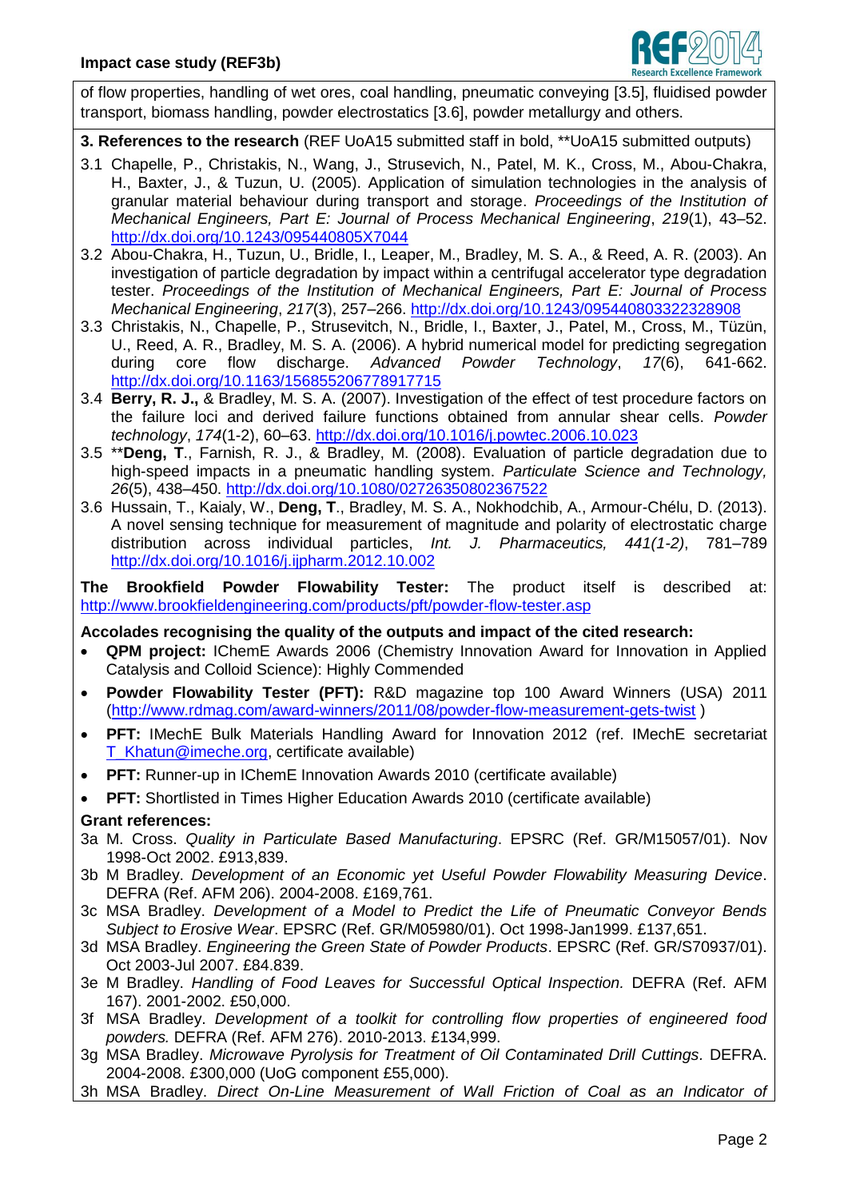of flow properties, handling of wet ores, coal handling, pneumatic conveying [3.5], fluidised powder transport, biomass handling, powder electrostatics [3.6], powder metallurgy and others.

**3. References to the research** (REF UoA15 submitted staff in bold, **UoA15 submitted outputs)

3.1 Chapelle, P., Christakis, N., Wang, J., Strusevich, N., Patel, M. K., Cross, M., Abou-Chakra, H., Baxter, J., & Tuzun, U. (2005). Application of simulation technologies in the analysis of granular material behaviour during transport and storage. *Proceedings of the Institution of Mechanical Engineers, Part E: Journal of Process Mechanical Engineering*, *219*(1), 43–52. http://dx.doi.org/10.1243/095440805X7044

3.2 Abou-Chakra, H., Tuzun, U., Bridle, I., Leaper, M., Bradley, M. S. A., & Reed, A. R. (2003). An investigation of particle degradation by impact within a centrifugal accelerator type degradation tester. *Proceedings of the Institution of Mechanical Engineers, Part E: Journal of Process Mechanical Engineering*, *217*(3), 257–266. http://dx.doi.org/10.1243/095440803322328908

3.3 Christakis, N., Chapelle, P., Strusevitch, N., Bridle, I., Baxter, J., Patel, M., Cross, M., Tüzün, U., Reed, A. R., Bradley, M. S. A. (2006). A hybrid numerical model for predicting segregation during core flow discharge. *Advanced Powder Technology*, *17*(6), 641-662. http://dx.doi.org/10.1163/156855206778917715

3.4 **Berry, R. J.,** & Bradley, M. S. A. (2007). Investigation of the effect of test procedure factors on the failure loci and derived failure functions obtained from annular shear cells. *Powder technology*, *174*(1-2), 60–63. http://dx.doi.org/10.1016/j.powtec.2006.10.023

3.5 ****Deng, T**., Farnish, R. J., & Bradley, M. (2008). Evaluation of particle degradation due to high-speed impacts in a pneumatic handling system. *Particulate Science and Technology, 26*(5), 438–450. http://dx.doi.org/10.1080/02726350802367522

3.6 Hussain, T., Kaialy, W., **Deng, T**., Bradley, M. S. A., Nokhodchib, A., Armour-Chélu, D. (2013). A novel sensing technique for measurement of magnitude and polarity of electrostatic charge distribution across individual particles, *Int. J. Pharmaceuticals, 441(1-2)*, 781–789 http://dx.doi.org/10.1016/j.ijpharm.2012.10.002

**The Brookfield Powder Flowability Tester:** The product itself is described at: http://www.brookfieldengineering.com/products/pft/powder-flow-tester.asp

**Accolades recognising the quality of the outputs and impact of the cited research:**

- **QPM project:** IChemE Awards 2006 (Chemistry Innovation Award for Innovation in Applied Catalysis and Colloid Science): Highly Commended
- **Powder Flowability Tester (PFT):** R&D magazine top 100 Award Winners (USA) 2011 (http://www.rdmag.com/award-winners/2011/08/powder-flow-measurement-gets-twist )
- **PFT:** IMechE Bulk Materials Handling Award for Innovation 2012 (ref. IMechE secretariat T_Khatun@imeche.org, certificate available)
- **PFT:** Runner-up in IChemE Innovation Awards 2010 (certificate available)
- **PFT:** Shortlisted in Times Higher Education Awards 2010 (certificate available)

**Grant references:**

3a M. Cross. *Quality in Particulate Based Manufacturing*. EPSRC (Ref. GR/M15057/01). Nov 1998-Oct 2002. £913,839.

3b M Bradley. *Development of an Economic yet Useful Powder Flowability Measuring Device*. DEFRA (Ref. AFM 206). 2004-2008. £169,761.

3c MSA Bradley. *Development of a Model to Predict the Life of Pneumatic Conveyor Bends Subject to Erosive Wear*. EPSRC (Ref. GR/M05980/01). Oct 1998-Jan1999. £137,651.

3d MSA Bradley. *Engineering the Green State of Powder Products*. EPSRC (Ref. GR/S70937/01). Oct 2003-Jul 2007. £84.839.

3e M Bradley. *Handling of Food Leaves for Successful Optical Inspection.* DEFRA (Ref. AFM 167). 2001-2002. £50,000.

3f MSA Bradley. *Development of a toolkit for controlling flow properties of engineered food powders.* DEFRA (Ref. AFM 276). 2010-2013. £134,999.

3g MSA Bradley. *Microwave Pyrolysis for Treatment of Oil Contaminated Drill Cuttings*. DEFRA. 2004-2008. £300,000 (UoG component £55,000).

3h MSA Bradley. *Direct On-Line Measurement of Wall Friction of Coal as an Indicator of*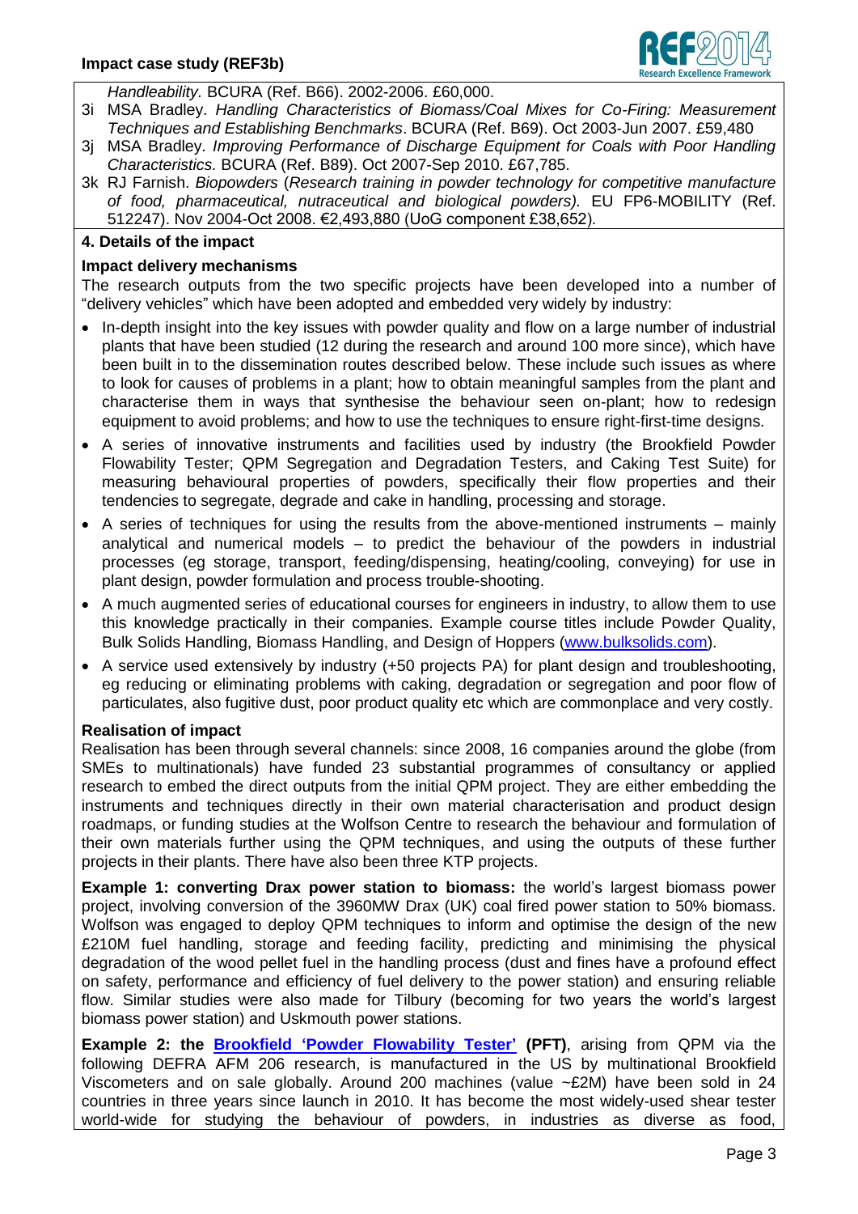*Handleability.* BCURA (Ref. B66). 2002-2006. £60,000.

3i MSA Bradley. *Handling Characteristics of Biomass/Coal Mixes for Co-Firing: Measurement Techniques and Establishing Benchmarks*. BCURA (Ref. B69). Oct 2003-Jun 2007. £59,480

3j MSA Bradley. *Improving Performance of Discharge Equipment for Coals with Poor Handling Characteristics.* BCURA (Ref. B89). Oct 2007-Sep 2010. £67,785.

3k RJ Farnish. *Biopowders* (*Research training in powder technology for competitive manufacture of food, pharmaceutical, nutraceutical and biological powders).* EU FP6-MOBILITY (Ref. 512247). Nov 2004-Oct 2008. €2,493,880 (UoG component £38,652).

## 4. Details of the impact

### Impact delivery mechanisms

The research outputs from the two specific projects have been developed into a number of "delivery vehicles" which have been adopted and embedded very widely by industry:

- In-depth insight into the key issues with powder quality and flow on a large number of industrial plants that have been studied (12 during the research and around 100 more since), which have been built in to the dissemination routes described below. These include such issues as where to look for causes of problems in a plant; how to obtain meaningful samples from the plant and characterise them in ways that synthesise the behaviour seen on-plant; how to redesign equipment to avoid problems; and how to use the techniques to ensure right-first-time designs.
- A series of innovative instruments and facilities used by industry (the Brookfield Powder Flowability Tester; QPM Segregation and Degradation Testers, and Caking Test Suite) for measuring behavioural properties of powders, specifically their flow properties and their tendencies to segregate, degrade and cake in handling, processing and storage.
- A series of techniques for using the results from the above-mentioned instruments – mainly analytical and numerical models – to predict the behaviour of the powders in industrial processes (eg storage, transport, feeding/dispensing, heating/cooling, conveying) for use in plant design, powder formulation and process trouble-shooting.
- A much augmented series of educational courses for engineers in industry, to allow them to use this knowledge practically in their companies. Example course titles include Powder Quality, Bulk Solids Handling, Biomass Handling, and Design of Hoppers (www.bulksolids.com).
- A service used extensively by industry (+50 projects PA) for plant design and troubleshooting, eg reducing or eliminating problems with caking, degradation or segregation and poor flow of particulates, also fugitive dust, poor product quality etc which are commonplace and very costly.

### Realisation of impact

Realisation has been through several channels: since 2008, 16 companies around the globe (from SMEs to multinationals) have funded 23 substantial programmes of consultancy or applied research to embed the direct outputs from the initial QPM project. They are either embedding the instruments and techniques directly in their own material characterisation and product design roadmaps, or funding studies at the Wolfson Centre to research the behaviour and formulation of their own materials further using the QPM techniques, and using the outputs of these further projects in their plants. There have also been three KTP projects.

**Example 1: converting Drax power station to biomass:** the world's largest biomass power project, involving conversion of the 3960MW Drax (UK) coal fired power station to 50% biomass. Wolfson was engaged to deploy QPM techniques to inform and optimise the design of the new £210M fuel handling, storage and feeding facility, predicting and minimising the physical degradation of the wood pellet fuel in the handling process (dust and fines have a profound effect on safety, performance and efficiency of fuel delivery to the power station) and ensuring reliable flow. Similar studies were also made for Tilbury (becoming for two years the world's largest biomass power station) and Uskmouth power stations.

**Example 2: the Brookfield 'Powder Flowability Tester' (PFT)**, arising from QPM via the following DEFRA AFM 206 research, is manufactured in the US by multinational Brookfield Viscometers and on sale globally. Around 200 machines (value ~£2M) have been sold in 24 countries in three years since launch in 2010. It has become the most widely-used shear tester world-wide for studying the behaviour of powders, in industries as diverse as food,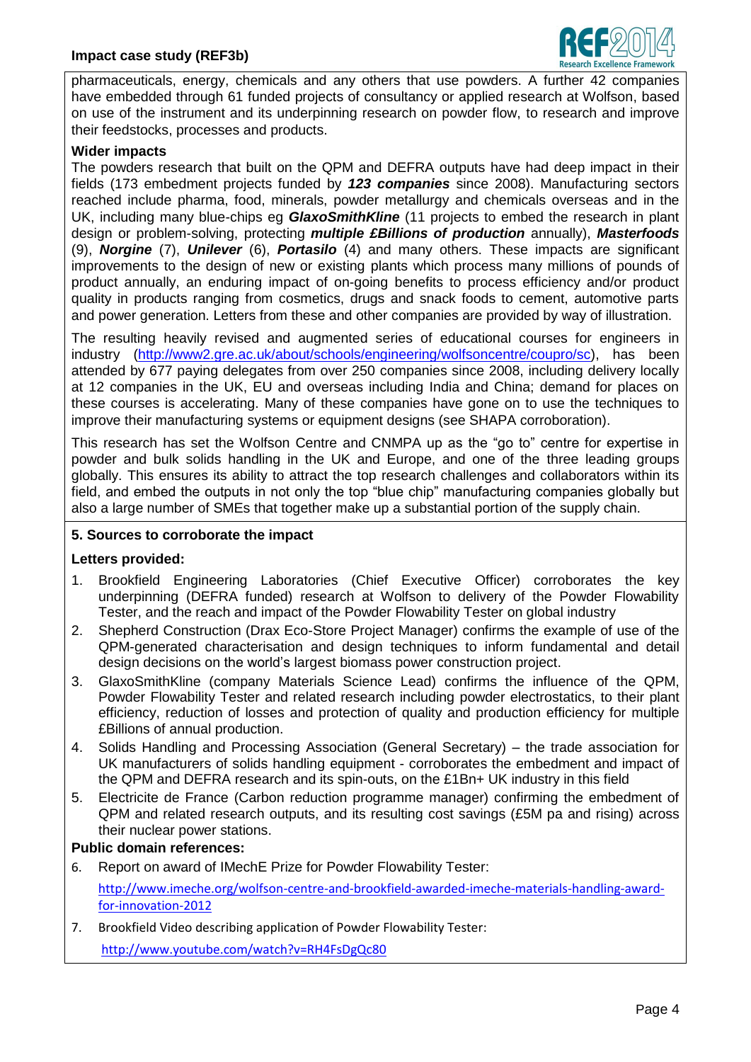pharmaceuticals, energy, chemicals and any others that use powders. A further 42 companies have embedded through 61 funded projects of consultancy or applied research at Wolfson, based on use of the instrument and its underpinning research on powder flow, to research and improve their feedstocks, processes and products.

**Wider impacts**

The powders research that built on the QPM and DEFRA outputs have had deep impact in their fields (173 embedment projects funded by ***123 companies*** since 2008). Manufacturing sectors reached include pharma, food, minerals, powder metallurgy and chemicals overseas and in the UK, including many blue-chips eg ***GlaxoSmithKline*** (11 projects to embed the research in plant design or problem-solving, protecting ***multiple £Billions of production*** annually), ***Masterfoods*** (9), ***Norgine*** (7), ***Unilever*** (6), ***Portasilo*** (4) and many others. These impacts are significant improvements to the design of new or existing plants which process many millions of pounds of product annually, an enduring impact of on-going benefits to process efficiency and/or product quality in products ranging from cosmetics, drugs and snack foods to cement, automotive parts and power generation. Letters from these and other companies are provided by way of illustration.

The resulting heavily revised and augmented series of educational courses for engineers in industry (http://www2.gre.ac.uk/about/schools/engineering/wolfsoncentre/coupro/sc), has been attended by 677 paying delegates from over 250 companies since 2008, including delivery locally at 12 companies in the UK, EU and overseas including India and China; demand for places on these courses is accelerating. Many of these companies have gone on to use the techniques to improve their manufacturing systems or equipment designs (see SHAPA corroboration).

This research has set the Wolfson Centre and CNMPA up as the "go to" centre for expertise in powder and bulk solids handling in the UK and Europe, and one of the three leading groups globally. This ensures its ability to attract the top research challenges and collaborators within its field, and embed the outputs in not only the top "blue chip" manufacturing companies globally but also a large number of SMEs that together make up a substantial portion of the supply chain.

## 5. Sources to corroborate the impact

**Letters provided:**

1. Brookfield Engineering Laboratories (Chief Executive Officer) corroborates the key underpinning (DEFRA funded) research at Wolfson to delivery of the Powder Flowability Tester, and the reach and impact of the Powder Flowability Tester on global industry
2. Shepherd Construction (Drax Eco-Store Project Manager) confirms the example of use of the QPM-generated characterisation and design techniques to inform fundamental and detail design decisions on the world's largest biomass power construction project.
3. GlaxoSmithKline (company Materials Science Lead) confirms the influence of the QPM, Powder Flowability Tester and related research including powder electrostatics, to their plant efficiency, reduction of losses and protection of quality and production efficiency for multiple £Billions of annual production.
4. Solids Handling and Processing Association (General Secretary) – the trade association for UK manufacturers of solids handling equipment - corroborates the embedment and impact of the QPM and DEFRA research and its spin-outs, on the £1Bn+ UK industry in this field
5. Electricite de France (Carbon reduction programme manager) confirming the embedment of QPM and related research outputs, and its resulting cost savings (£5M pa and rising) across their nuclear power stations.

**Public domain references:**

6. Report on award of IMechE Prize for Powder Flowability Tester: http://www.imeche.org/wolfson-centre-and-brookfield-awarded-imeche-materials-handling-award-for-innovation-2012
7. Brookfield Video describing application of Powder Flowability Tester: http://www.youtube.com/watch?v=RH4FsDgQc80